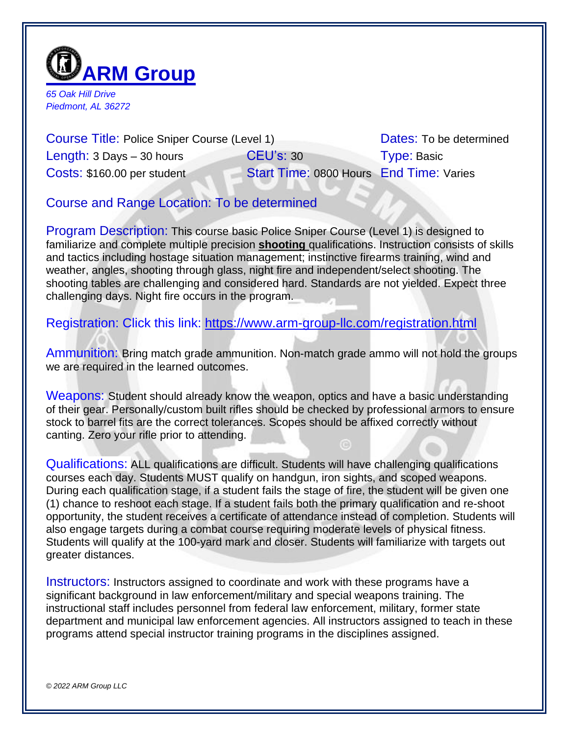# ARM Group

*65 Oak Hill Drive*
*Piedmont, AL 36272*

Course Title: Police Sniper Course (Level 1)
Dates: To be determined
Length: 3 Days – 30 hours
CEU's: 30
Type: Basic
Costs: $160.00 per student
Start Time: 0800 Hours
End Time: Varies

Course and Range Location: To be determined

Program Description: This course basic Police Sniper Course (Level 1) is designed to familiarize and complete multiple precision **shooting** qualifications. Instruction consists of skills and tactics including hostage situation management; instinctive firearms training, wind and weather, angles, shooting through glass, night fire and independent/select shooting. The shooting tables are challenging and considered hard. Standards are not yielded. Expect three challenging days. Night fire occurs in the program.

Registration: Click this link: https://www.arm-group-llc.com/registration.html

Ammunition: Bring match grade ammunition. Non-match grade ammo will not hold the groups we are required in the learned outcomes.

Weapons: Student should already know the weapon, optics and have a basic understanding of their gear. Personally/custom built rifles should be checked by professional armors to ensure stock to barrel fits are the correct tolerances. Scopes should be affixed correctly without canting. Zero your rifle prior to attending.

Qualifications: ALL qualifications are difficult. Students will have challenging qualifications courses each day. Students MUST qualify on handgun, iron sights, and scoped weapons. During each qualification stage, if a student fails the stage of fire, the student will be given one (1) chance to reshoot each stage. If a student fails both the primary qualification and re-shoot opportunity, the student receives a certificate of attendance instead of completion. Students will also engage targets during a combat course requiring moderate levels of physical fitness. Students will qualify at the 100-yard mark and closer. Students will familiarize with targets out greater distances.

Instructors: Instructors assigned to coordinate and work with these programs have a significant background in law enforcement/military and special weapons training. The instructional staff includes personnel from federal law enforcement, military, former state department and municipal law enforcement agencies. All instructors assigned to teach in these programs attend special instructor training programs in the disciplines assigned.

*© 2022 ARM Group LLC*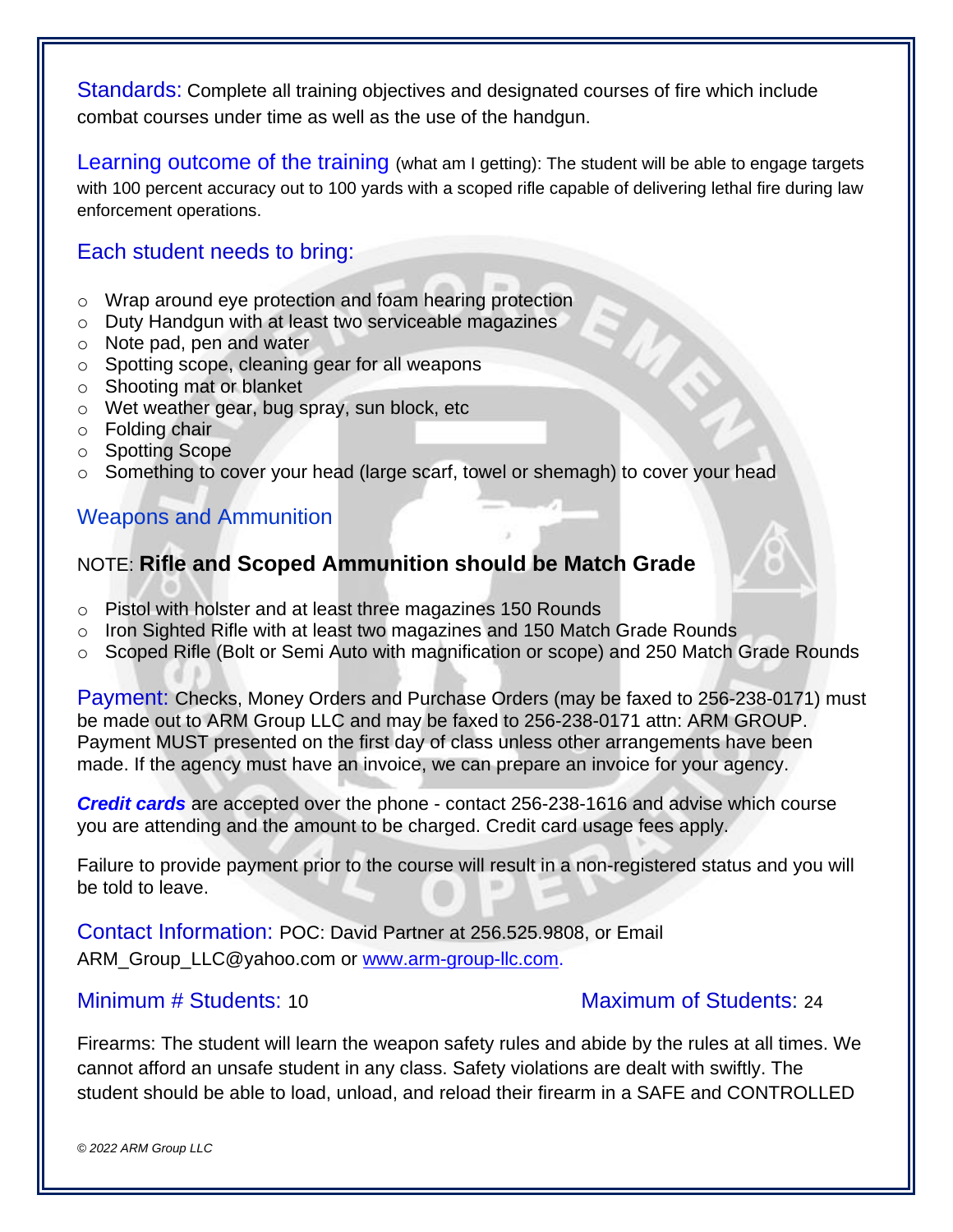**Standards:** Complete all training objectives and designated courses of fire which include combat courses under time as well as the use of the handgun.

**Learning outcome of the training** (what am I getting): The student will be able to engage targets with 100 percent accuracy out to 100 yards with a scoped rifle capable of delivering lethal fire during law enforcement operations.

## Each student needs to bring:

- Wrap around eye protection and foam hearing protection
- Duty Handgun with at least two serviceable magazines
- Note pad, pen and water
- Spotting scope, cleaning gear for all weapons
- Shooting mat or blanket
- Wet weather gear, bug spray, sun block, etc
- Folding chair
- Spotting Scope
- Something to cover your head (large scarf, towel or shemagh) to cover your head

## Weapons and Ammunition

NOTE: **Rifle and Scoped Ammunition should be Match Grade**

- Pistol with holster and at least three magazines 150 Rounds
- Iron Sighted Rifle with at least two magazines and 150 Match Grade Rounds
- Scoped Rifle (Bolt or Semi Auto with magnification or scope) and 250 Match Grade Rounds

**Payment:** Checks, Money Orders and Purchase Orders (may be faxed to 256-238-0171) must be made out to ARM Group LLC and may be faxed to 256-238-0171 attn: ARM GROUP. Payment MUST presented on the first day of class unless other arrangements have been made. If the agency must have an invoice, we can prepare an invoice for your agency.

***Credit cards*** are accepted over the phone - contact 256-238-1616 and advise which course you are attending and the amount to be charged. Credit card usage fees apply.

Failure to provide payment prior to the course will result in a non-registered status and you will be told to leave.

**Contact Information:** POC: David Partner at 256.525.9808, or Email ARM_Group_LLC@yahoo.com or [www.arm-group-llc.com](http://www.arm-group-llc.com).

**Minimum # Students:** 10

**Maximum of Students:** 24

Firearms: The student will learn the weapon safety rules and abide by the rules at all times. We cannot afford an unsafe student in any class. Safety violations are dealt with swiftly. The student should be able to load, unload, and reload their firearm in a SAFE and CONTROLLED

*© 2022 ARM Group LLC*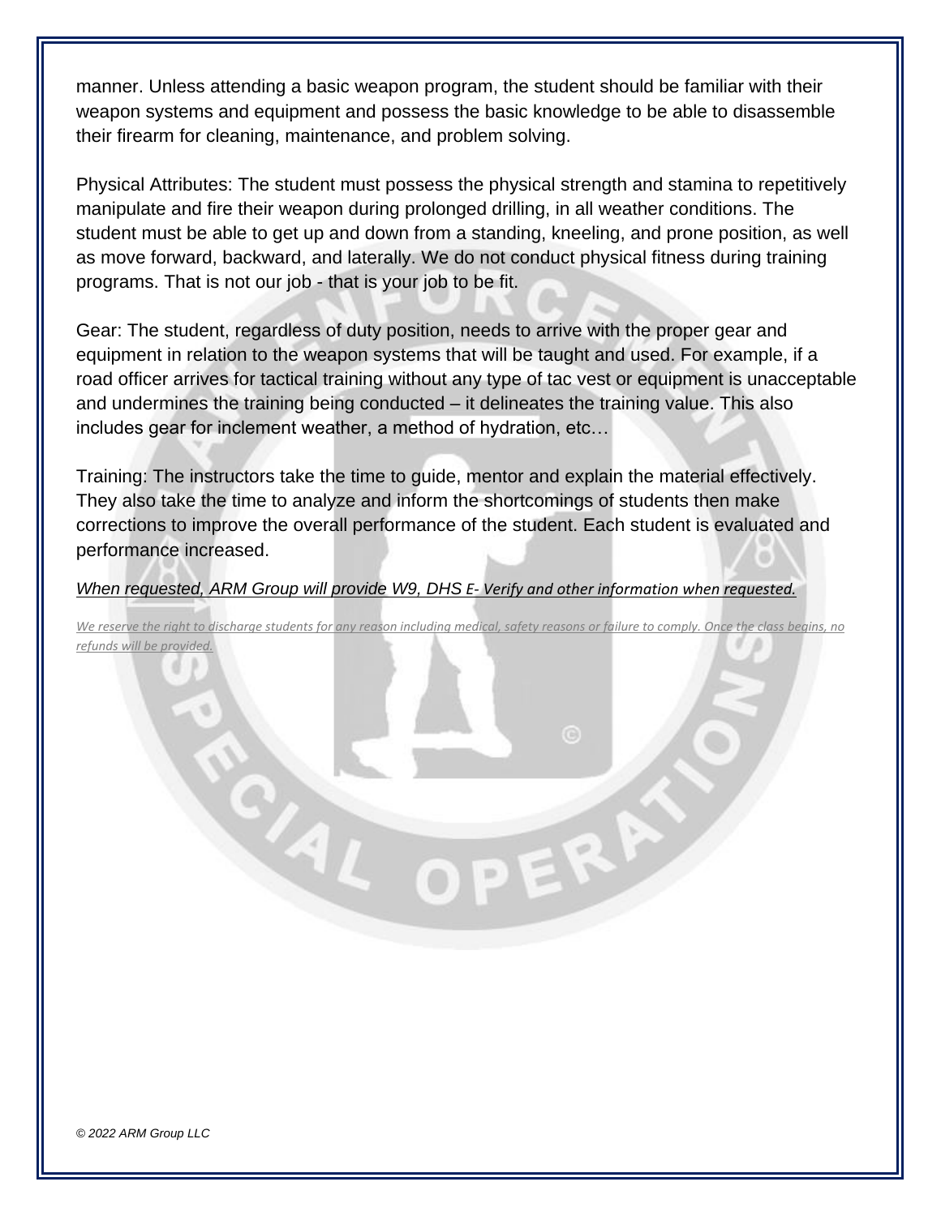manner. Unless attending a basic weapon program, the student should be familiar with their weapon systems and equipment and possess the basic knowledge to be able to disassemble their firearm for cleaning, maintenance, and problem solving.

Physical Attributes: The student must possess the physical strength and stamina to repetitively manipulate and fire their weapon during prolonged drilling, in all weather conditions. The student must be able to get up and down from a standing, kneeling, and prone position, as well as move forward, backward, and laterally. We do not conduct physical fitness during training programs. That is not our job - that is your job to be fit.

Gear: The student, regardless of duty position, needs to arrive with the proper gear and equipment in relation to the weapon systems that will be taught and used. For example, if a road officer arrives for tactical training without any type of tac vest or equipment is unacceptable and undermines the training being conducted – it delineates the training value. This also includes gear for inclement weather, a method of hydration, etc…

Training: The instructors take the time to guide, mentor and explain the material effectively. They also take the time to analyze and inform the shortcomings of students then make corrections to improve the overall performance of the student. Each student is evaluated and performance increased.

*When requested, ARM Group will provide W9, DHS E- Verify and other information when requested.*

*We reserve the right to discharge students for any reason including medical, safety reasons or failure to comply. Once the class begins, no refunds will be provided.*

*© 2022 ARM Group LLC*